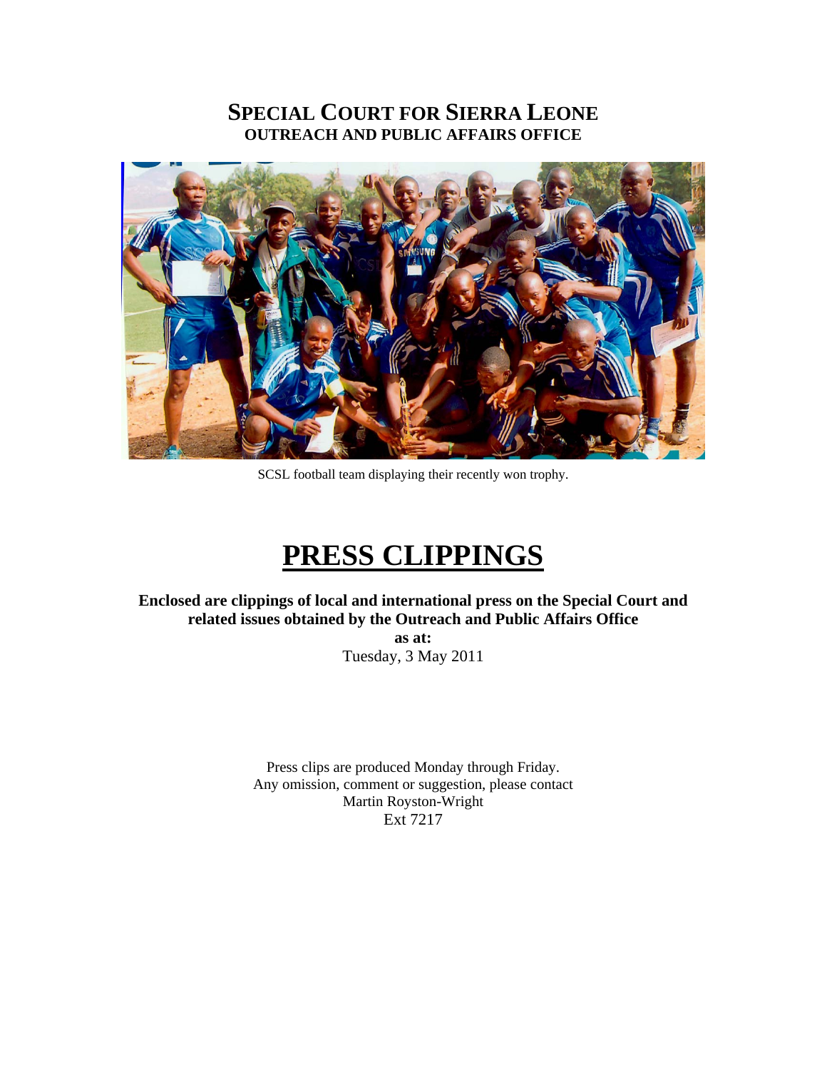# SPECIAL COURT FOR SIERRA LEONE

## OUTREACH AND PUBLIC AFFAIRS OFFICE

SCSL football team displaying their recently won trophy.

# PRESS CLIPPINGS

**Enclosed are clippings of local and international press on the Special Court and related issues obtained by the Outreach and Public Affairs Office**

**as at:**

Tuesday, 3 May 2011

Press clips are produced Monday through Friday.
Any omission, comment or suggestion, please contact
Martin Royston-Wright
Ext 7217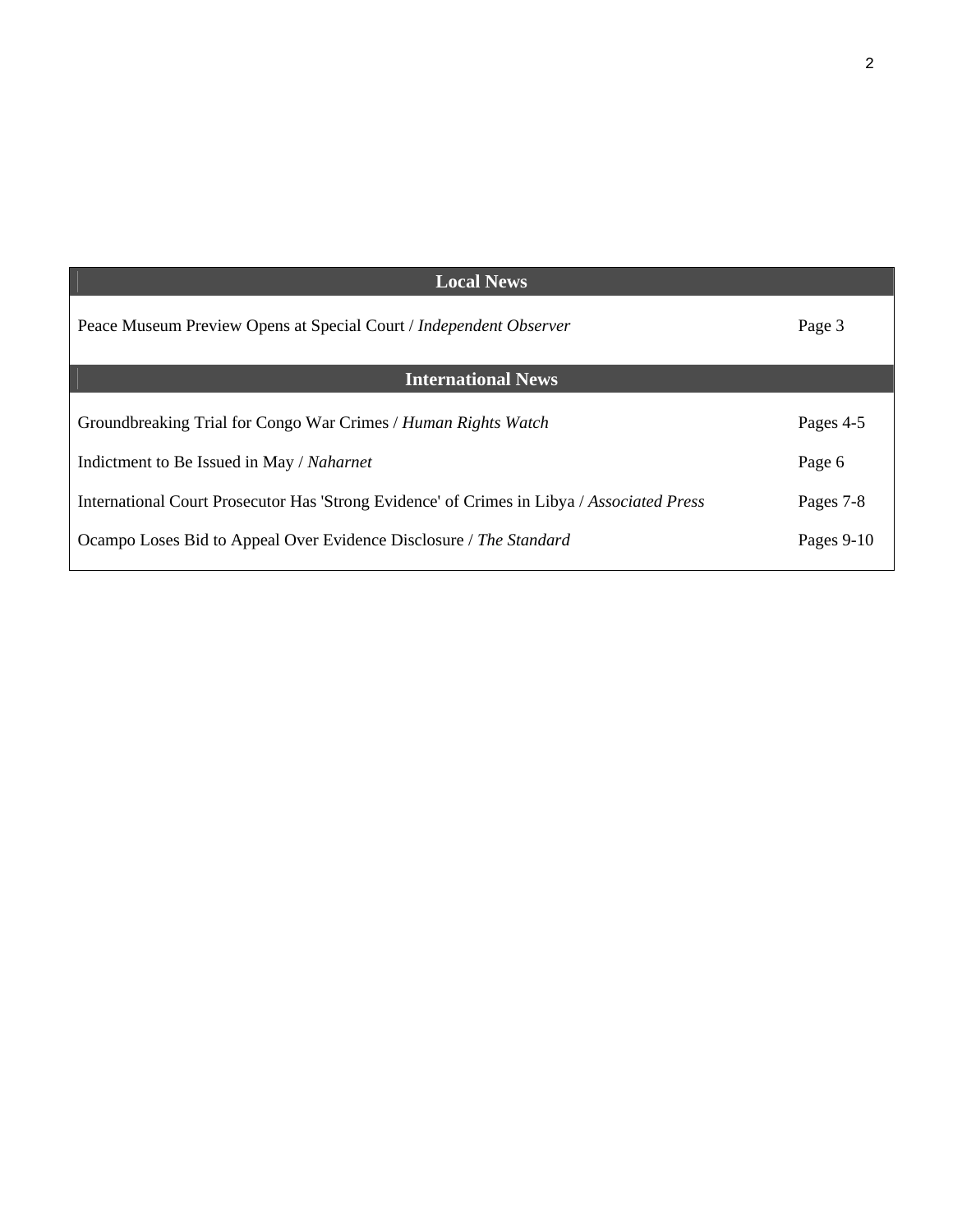| Local News | |
|---|---|
| Peace Museum Preview Opens at Special Court / *Independent Observer* | Page 3 |
| **International News** | |
| Groundbreaking Trial for Congo War Crimes / *Human Rights Watch* | Pages 4-5 |
| Indictment to Be Issued in May / *Naharnet* | Page 6 |
| International Court Prosecutor Has 'Strong Evidence' of Crimes in Libya / *Associated Press* | Pages 7-8 |
| Ocampo Loses Bid to Appeal Over Evidence Disclosure / *The Standard* | Pages 9-10 |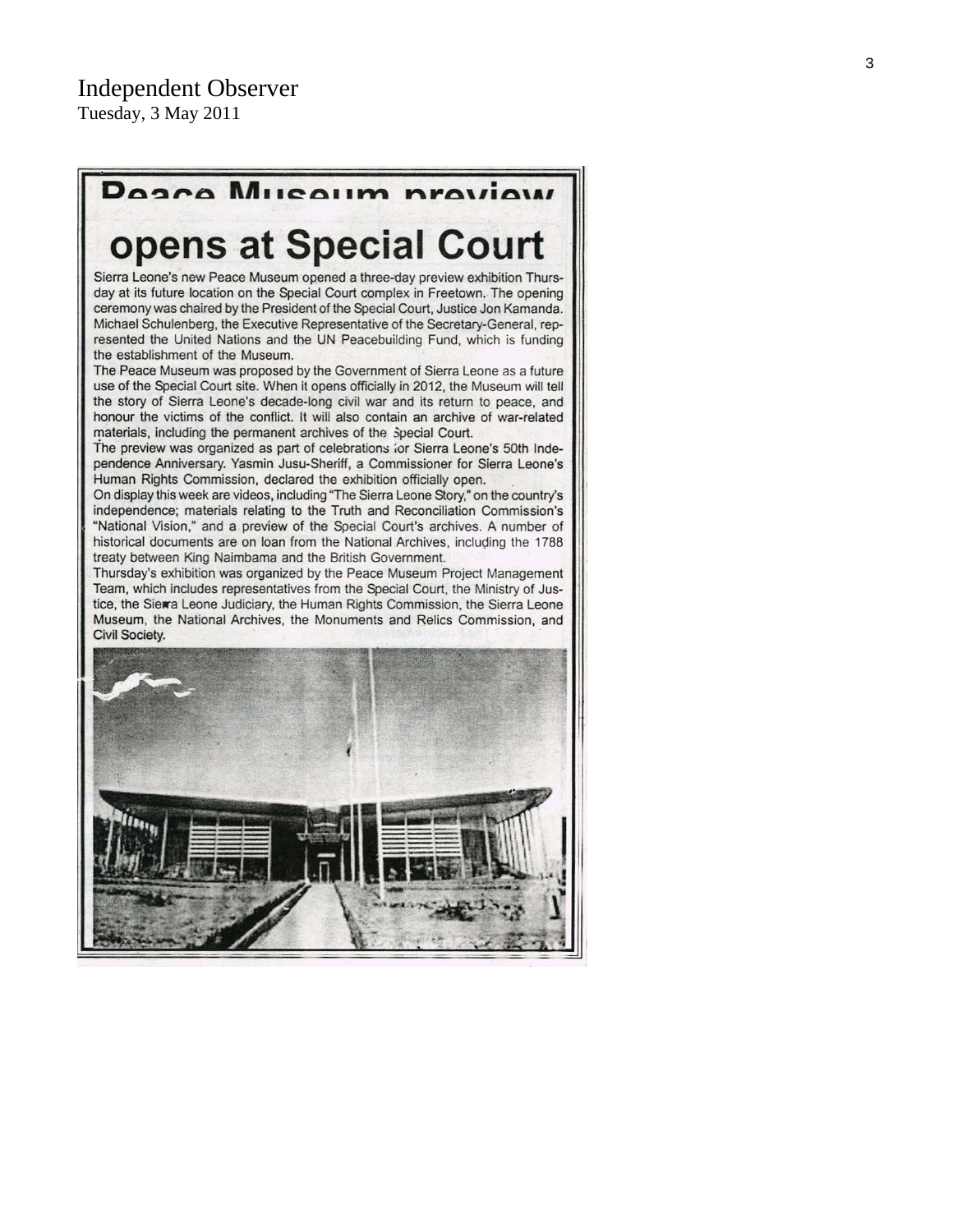Independent Observer
Tuesday, 3 May 2011

# Peace Museum preview opens at Special Court

Sierra Leone's new Peace Museum opened a three-day preview exhibition Thursday at its future location on the Special Court complex in Freetown. The opening ceremony was chaired by the President of the Special Court, Justice Jon Kamanda. Michael Schulenberg, the Executive Representative of the Secretary-General, represented the United Nations and the UN Peacebuilding Fund, which is funding the establishment of the Museum.

The Peace Museum was proposed by the Government of Sierra Leone as a future use of the Special Court site. When it opens officially in 2012, the Museum will tell the story of Sierra Leone's decade-long civil war and its return to peace, and honour the victims of the conflict. It will also contain an archive of war-related materials, including the permanent archives of the Special Court.

The preview was organized as part of celebrations for Sierra Leone's 50th Independence Anniversary. Yasmin Jusu-Sheriff, a Commissioner for Sierra Leone's Human Rights Commission, declared the exhibition officially open.

On display this week are videos, including "The Sierra Leone Story," on the country's independence; materials relating to the Truth and Reconciliation Commission's "National Vision," and a preview of the Special Court's archives. A number of historical documents are on loan from the National Archives, including the 1788 treaty between King Naimbama and the British Government.

Thursday's exhibition was organized by the Peace Museum Project Management Team, which includes representatives from the Special Court, the Ministry of Justice, the Sierra Leone Judiciary, the Human Rights Commission, the Sierra Leone Museum, the National Archives, the Monuments and Relics Commission, and Civil Society.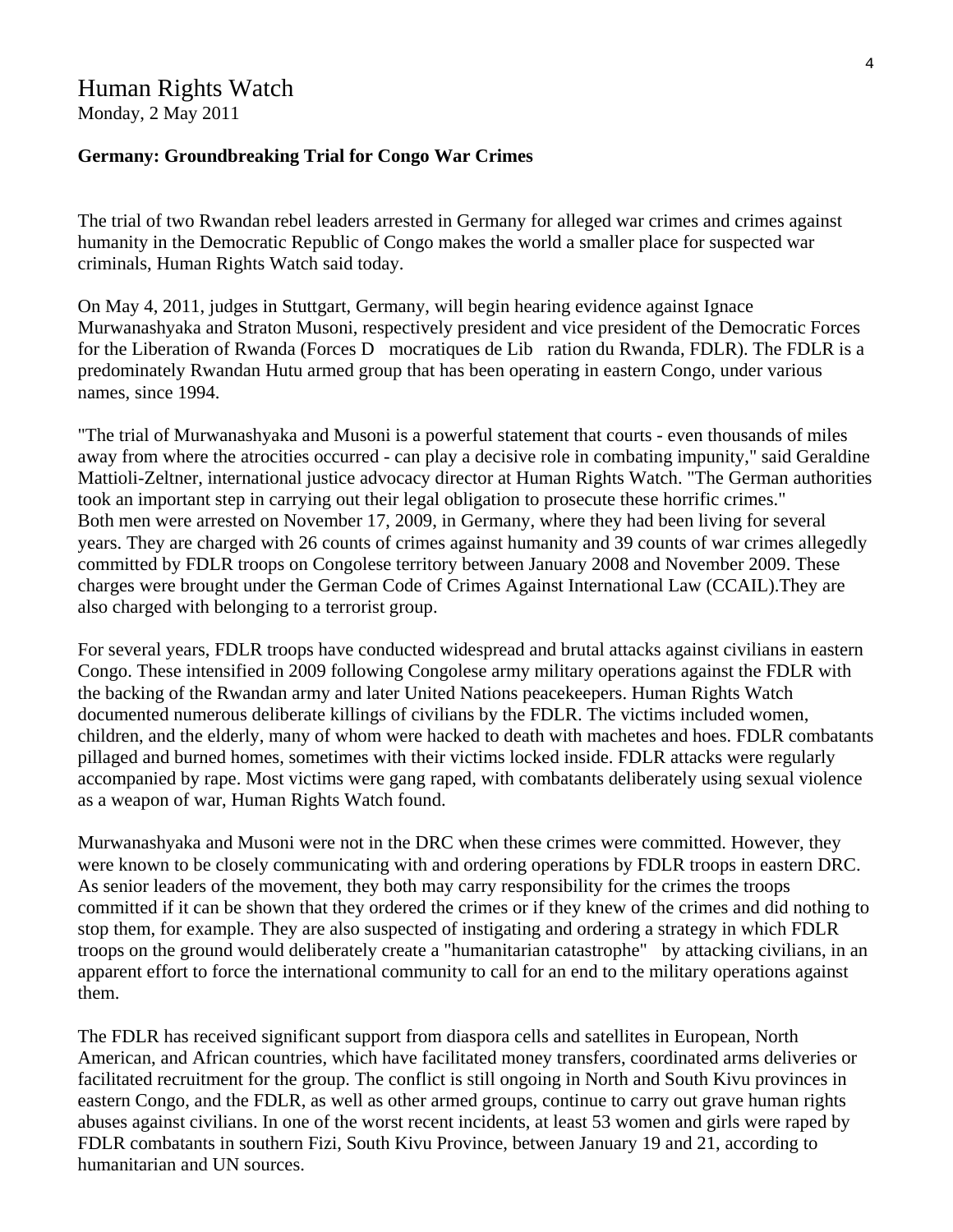# Human Rights Watch

Monday, 2 May 2011

**Germany: Groundbreaking Trial for Congo War Crimes**

The trial of two Rwandan rebel leaders arrested in Germany for alleged war crimes and crimes against humanity in the Democratic Republic of Congo makes the world a smaller place for suspected war criminals, Human Rights Watch said today.

On May 4, 2011, judges in Stuttgart, Germany, will begin hearing evidence against Ignace Murwanashyaka and Straton Musoni, respectively president and vice president of the Democratic Forces for the Liberation of Rwanda (Forces D mocratiques de Lib ration du Rwanda, FDLR). The FDLR is a predominately Rwandan Hutu armed group that has been operating in eastern Congo, under various names, since 1994.

"The trial of Murwanashyaka and Musoni is a powerful statement that courts - even thousands of miles away from where the atrocities occurred - can play a decisive role in combating impunity," said Geraldine Mattioli-Zeltner, international justice advocacy director at Human Rights Watch. "The German authorities took an important step in carrying out their legal obligation to prosecute these horrific crimes."
Both men were arrested on November 17, 2009, in Germany, where they had been living for several years. They are charged with 26 counts of crimes against humanity and 39 counts of war crimes allegedly committed by FDLR troops on Congolese territory between January 2008 and November 2009. These charges were brought under the German Code of Crimes Against International Law (CCAIL).They are also charged with belonging to a terrorist group.

For several years, FDLR troops have conducted widespread and brutal attacks against civilians in eastern Congo. These intensified in 2009 following Congolese army military operations against the FDLR with the backing of the Rwandan army and later United Nations peacekeepers. Human Rights Watch documented numerous deliberate killings of civilians by the FDLR. The victims included women, children, and the elderly, many of whom were hacked to death with machetes and hoes. FDLR combatants pillaged and burned homes, sometimes with their victims locked inside. FDLR attacks were regularly accompanied by rape. Most victims were gang raped, with combatants deliberately using sexual violence as a weapon of war, Human Rights Watch found.

Murwanashyaka and Musoni were not in the DRC when these crimes were committed. However, they were known to be closely communicating with and ordering operations by FDLR troops in eastern DRC. As senior leaders of the movement, they both may carry responsibility for the crimes the troops committed if it can be shown that they ordered the crimes or if they knew of the crimes and did nothing to stop them, for example. They are also suspected of instigating and ordering a strategy in which FDLR troops on the ground would deliberately create a "humanitarian catastrophe" by attacking civilians, in an apparent effort to force the international community to call for an end to the military operations against them.

The FDLR has received significant support from diaspora cells and satellites in European, North American, and African countries, which have facilitated money transfers, coordinated arms deliveries or facilitated recruitment for the group. The conflict is still ongoing in North and South Kivu provinces in eastern Congo, and the FDLR, as well as other armed groups, continue to carry out grave human rights abuses against civilians. In one of the worst recent incidents, at least 53 women and girls were raped by FDLR combatants in southern Fizi, South Kivu Province, between January 19 and 21, according to humanitarian and UN sources.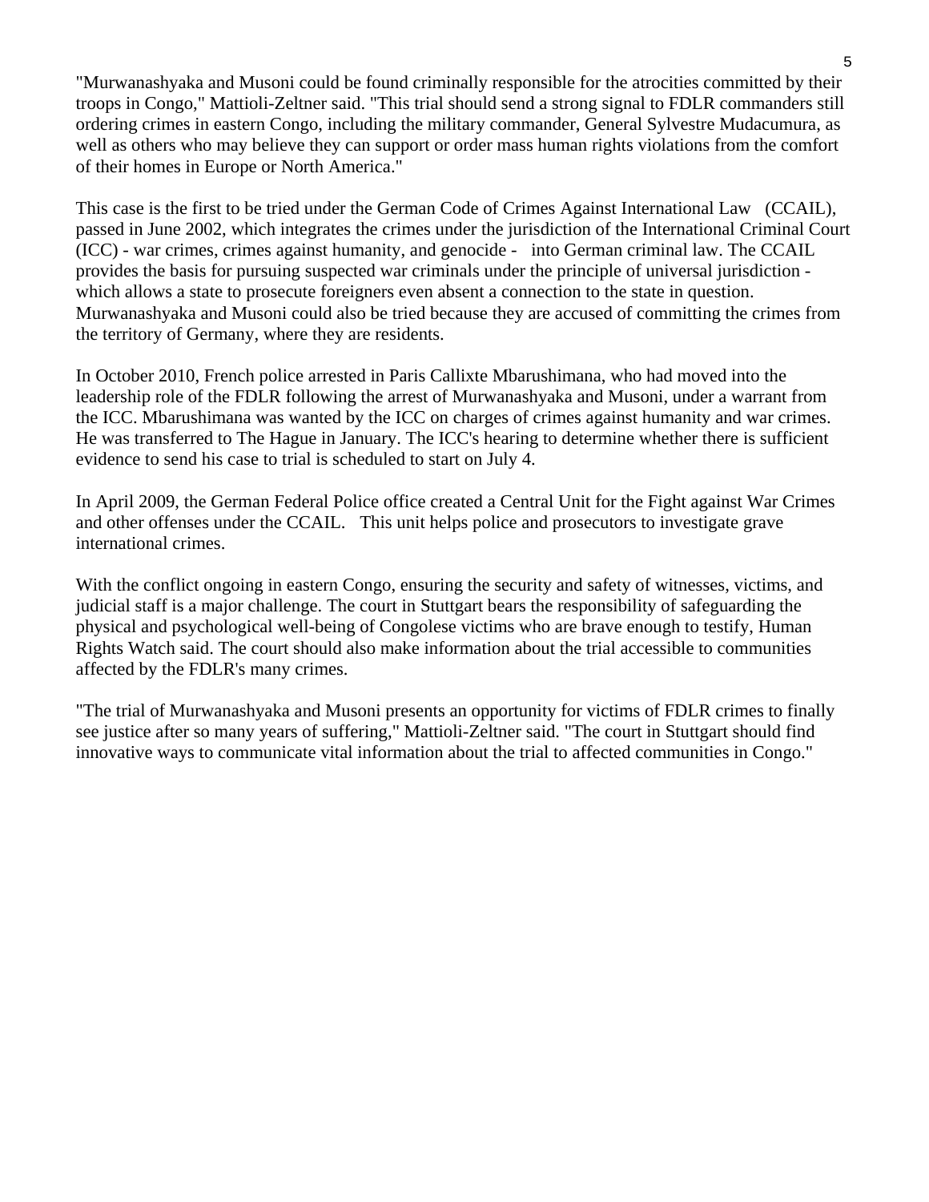"Murwanashyaka and Musoni could be found criminally responsible for the atrocities committed by their troops in Congo," Mattioli-Zeltner said. "This trial should send a strong signal to FDLR commanders still ordering crimes in eastern Congo, including the military commander, General Sylvestre Mudacumura, as well as others who may believe they can support or order mass human rights violations from the comfort of their homes in Europe or North America."

This case is the first to be tried under the German Code of Crimes Against International Law (CCAIL), passed in June 2002, which integrates the crimes under the jurisdiction of the International Criminal Court (ICC) - war crimes, crimes against humanity, and genocide - into German criminal law. The CCAIL provides the basis for pursuing suspected war criminals under the principle of universal jurisdiction - which allows a state to prosecute foreigners even absent a connection to the state in question. Murwanashyaka and Musoni could also be tried because they are accused of committing the crimes from the territory of Germany, where they are residents.

In October 2010, French police arrested in Paris Callixte Mbarushimana, who had moved into the leadership role of the FDLR following the arrest of Murwanashyaka and Musoni, under a warrant from the ICC. Mbarushimana was wanted by the ICC on charges of crimes against humanity and war crimes. He was transferred to The Hague in January. The ICC's hearing to determine whether there is sufficient evidence to send his case to trial is scheduled to start on July 4.

In April 2009, the German Federal Police office created a Central Unit for the Fight against War Crimes and other offenses under the CCAIL. This unit helps police and prosecutors to investigate grave international crimes.

With the conflict ongoing in eastern Congo, ensuring the security and safety of witnesses, victims, and judicial staff is a major challenge. The court in Stuttgart bears the responsibility of safeguarding the physical and psychological well-being of Congolese victims who are brave enough to testify, Human Rights Watch said. The court should also make information about the trial accessible to communities affected by the FDLR's many crimes.

"The trial of Murwanashyaka and Musoni presents an opportunity for victims of FDLR crimes to finally see justice after so many years of suffering," Mattioli-Zeltner said. "The court in Stuttgart should find innovative ways to communicate vital information about the trial to affected communities in Congo."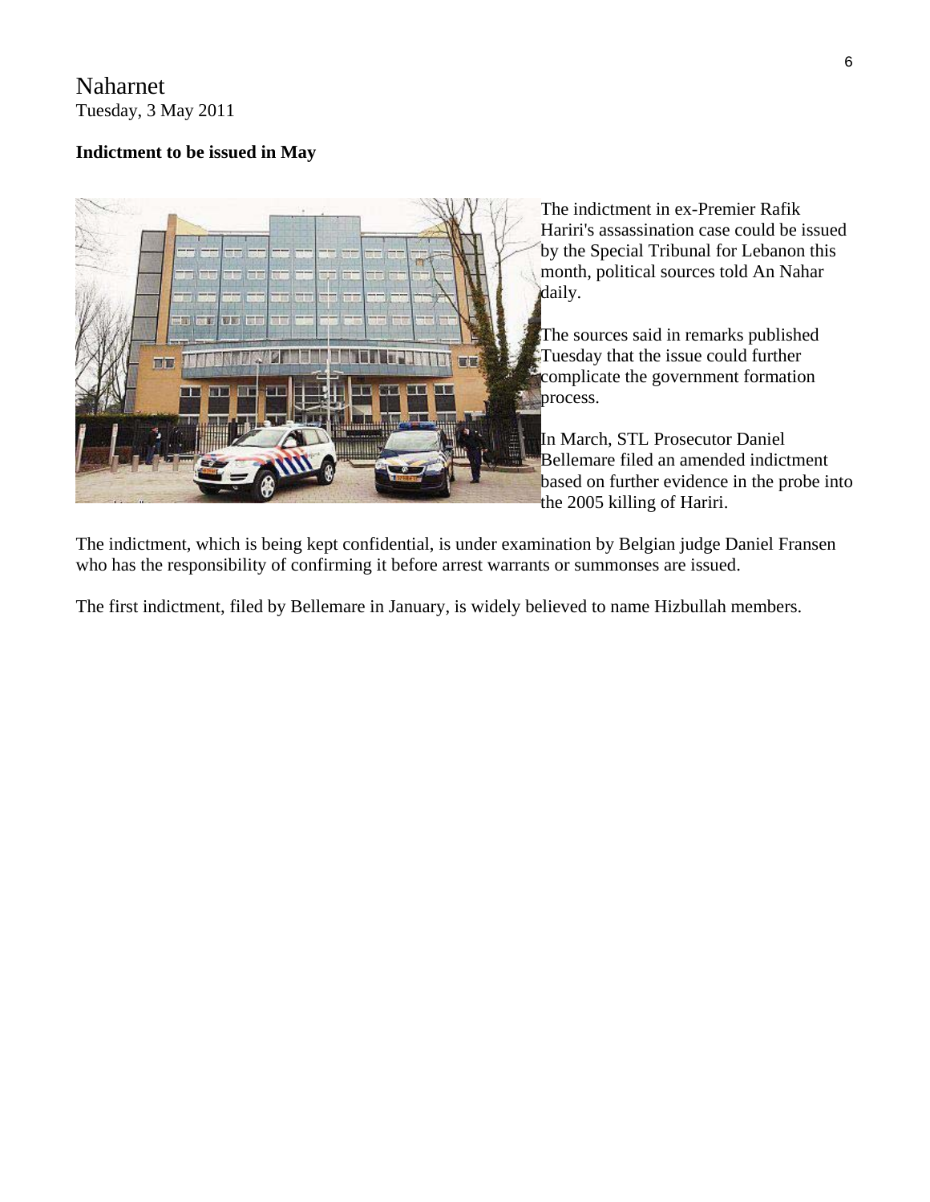Naharnet
Tuesday, 3 May 2011

**Indictment to be issued in May**

The indictment in ex-Premier Rafik Hariri's assassination case could be issued by the Special Tribunal for Lebanon this month, political sources told An Nahar daily.

The sources said in remarks published Tuesday that the issue could further complicate the government formation process.

In March, STL Prosecutor Daniel Bellemare filed an amended indictment based on further evidence in the probe into the 2005 killing of Hariri.

The indictment, which is being kept confidential, is under examination by Belgian judge Daniel Fransen who has the responsibility of confirming it before arrest warrants or summonses are issued.

The first indictment, filed by Bellemare in January, is widely believed to name Hizbullah members.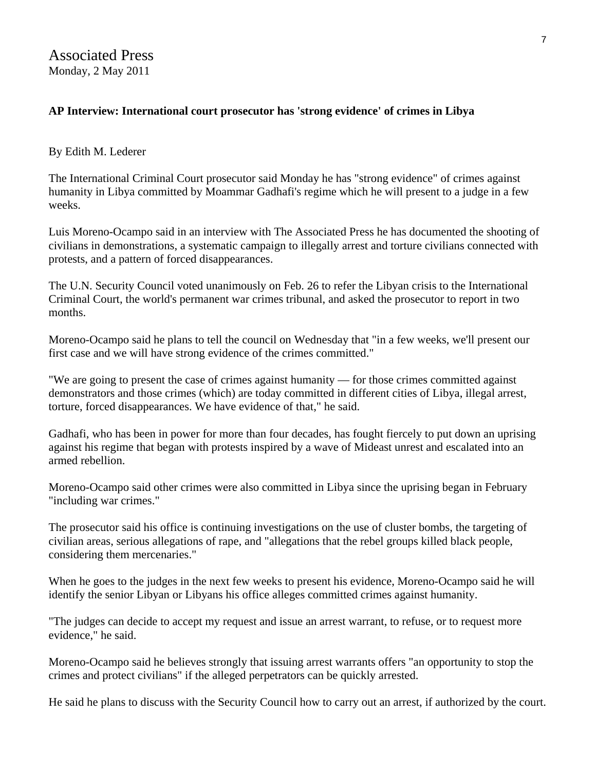Associated Press
Monday, 2 May 2011

**AP Interview: International court prosecutor has 'strong evidence' of crimes in Libya**

By Edith M. Lederer

The International Criminal Court prosecutor said Monday he has "strong evidence" of crimes against humanity in Libya committed by Moammar Gadhafi's regime which he will present to a judge in a few weeks.

Luis Moreno-Ocampo said in an interview with The Associated Press he has documented the shooting of civilians in demonstrations, a systematic campaign to illegally arrest and torture civilians connected with protests, and a pattern of forced disappearances.

The U.N. Security Council voted unanimously on Feb. 26 to refer the Libyan crisis to the International Criminal Court, the world's permanent war crimes tribunal, and asked the prosecutor to report in two months.

Moreno-Ocampo said he plans to tell the council on Wednesday that "in a few weeks, we'll present our first case and we will have strong evidence of the crimes committed."

"We are going to present the case of crimes against humanity — for those crimes committed against demonstrators and those crimes (which) are today committed in different cities of Libya, illegal arrest, torture, forced disappearances. We have evidence of that," he said.

Gadhafi, who has been in power for more than four decades, has fought fiercely to put down an uprising against his regime that began with protests inspired by a wave of Mideast unrest and escalated into an armed rebellion.

Moreno-Ocampo said other crimes were also committed in Libya since the uprising began in February "including war crimes."

The prosecutor said his office is continuing investigations on the use of cluster bombs, the targeting of civilian areas, serious allegations of rape, and "allegations that the rebel groups killed black people, considering them mercenaries."

When he goes to the judges in the next few weeks to present his evidence, Moreno-Ocampo said he will identify the senior Libyan or Libyans his office alleges committed crimes against humanity.

"The judges can decide to accept my request and issue an arrest warrant, to refuse, or to request more evidence," he said.

Moreno-Ocampo said he believes strongly that issuing arrest warrants offers "an opportunity to stop the crimes and protect civilians" if the alleged perpetrators can be quickly arrested.

He said he plans to discuss with the Security Council how to carry out an arrest, if authorized by the court.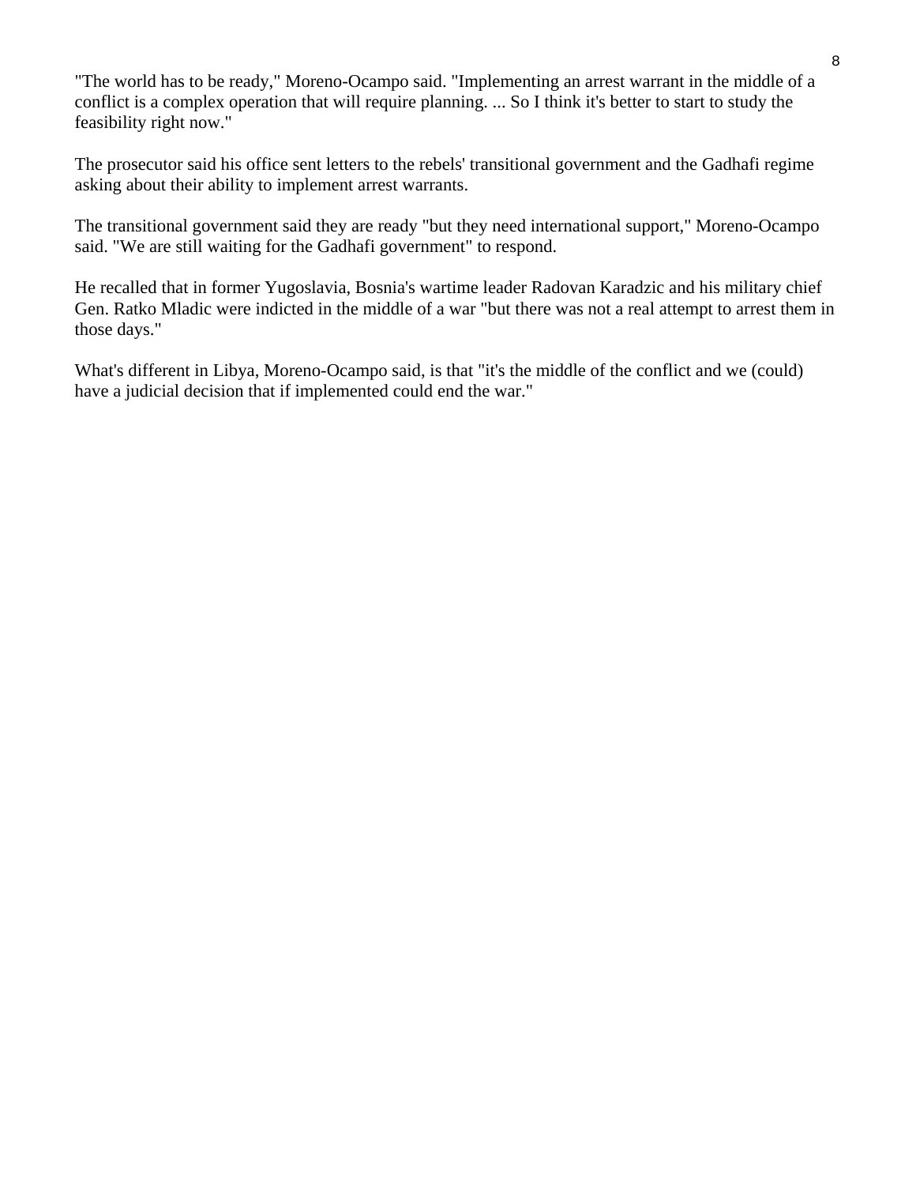"The world has to be ready," Moreno-Ocampo said. "Implementing an arrest warrant in the middle of a conflict is a complex operation that will require planning. ... So I think it's better to start to study the feasibility right now."

The prosecutor said his office sent letters to the rebels' transitional government and the Gadhafi regime asking about their ability to implement arrest warrants.

The transitional government said they are ready "but they need international support," Moreno-Ocampo said. "We are still waiting for the Gadhafi government" to respond.

He recalled that in former Yugoslavia, Bosnia's wartime leader Radovan Karadzic and his military chief Gen. Ratko Mladic were indicted in the middle of a war "but there was not a real attempt to arrest them in those days."

What's different in Libya, Moreno-Ocampo said, is that "it's the middle of the conflict and we (could) have a judicial decision that if implemented could end the war."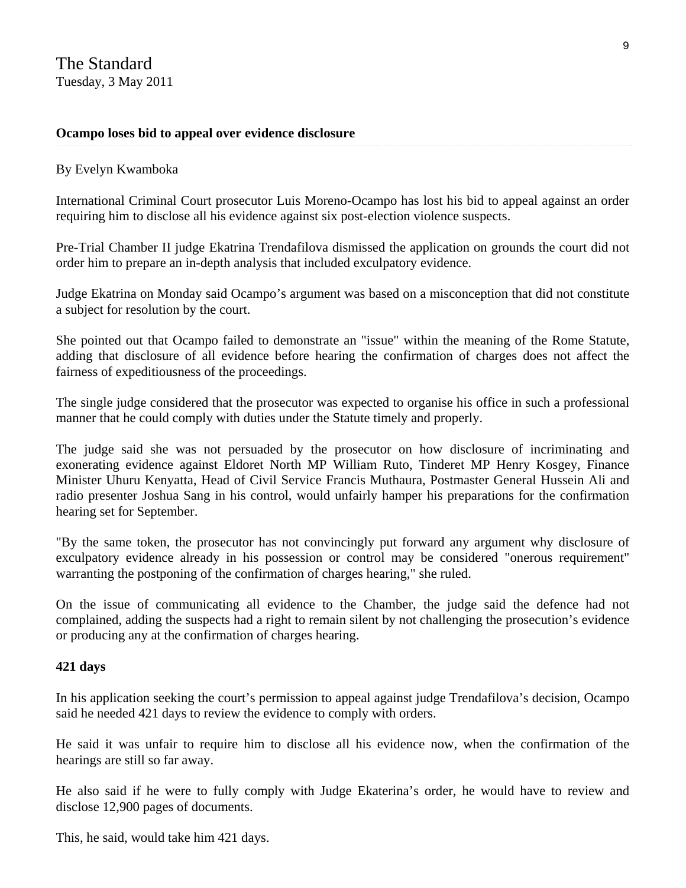The Standard
Tuesday, 3 May 2011

**Ocampo loses bid to appeal over evidence disclosure**

By Evelyn Kwamboka

International Criminal Court prosecutor Luis Moreno-Ocampo has lost his bid to appeal against an order requiring him to disclose all his evidence against six post-election violence suspects.

Pre-Trial Chamber II judge Ekatrina Trendafilova dismissed the application on grounds the court did not order him to prepare an in-depth analysis that included exculpatory evidence.

Judge Ekatrina on Monday said Ocampo's argument was based on a misconception that did not constitute a subject for resolution by the court.

She pointed out that Ocampo failed to demonstrate an "issue" within the meaning of the Rome Statute, adding that disclosure of all evidence before hearing the confirmation of charges does not affect the fairness of expeditiousness of the proceedings.

The single judge considered that the prosecutor was expected to organise his office in such a professional manner that he could comply with duties under the Statute timely and properly.

The judge said she was not persuaded by the prosecutor on how disclosure of incriminating and exonerating evidence against Eldoret North MP William Ruto, Tinderet MP Henry Kosgey, Finance Minister Uhuru Kenyatta, Head of Civil Service Francis Muthaura, Postmaster General Hussein Ali and radio presenter Joshua Sang in his control, would unfairly hamper his preparations for the confirmation hearing set for September.

"By the same token, the prosecutor has not convincingly put forward any argument why disclosure of exculpatory evidence already in his possession or control may be considered "onerous requirement" warranting the postponing of the confirmation of charges hearing," she ruled.

On the issue of communicating all evidence to the Chamber, the judge said the defence had not complained, adding the suspects had a right to remain silent by not challenging the prosecution's evidence or producing any at the confirmation of charges hearing.

**421 days**

In his application seeking the court's permission to appeal against judge Trendafilova's decision, Ocampo said he needed 421 days to review the evidence to comply with orders.

He said it was unfair to require him to disclose all his evidence now, when the confirmation of the hearings are still so far away.

He also said if he were to fully comply with Judge Ekaterina's order, he would have to review and disclose 12,900 pages of documents.

This, he said, would take him 421 days.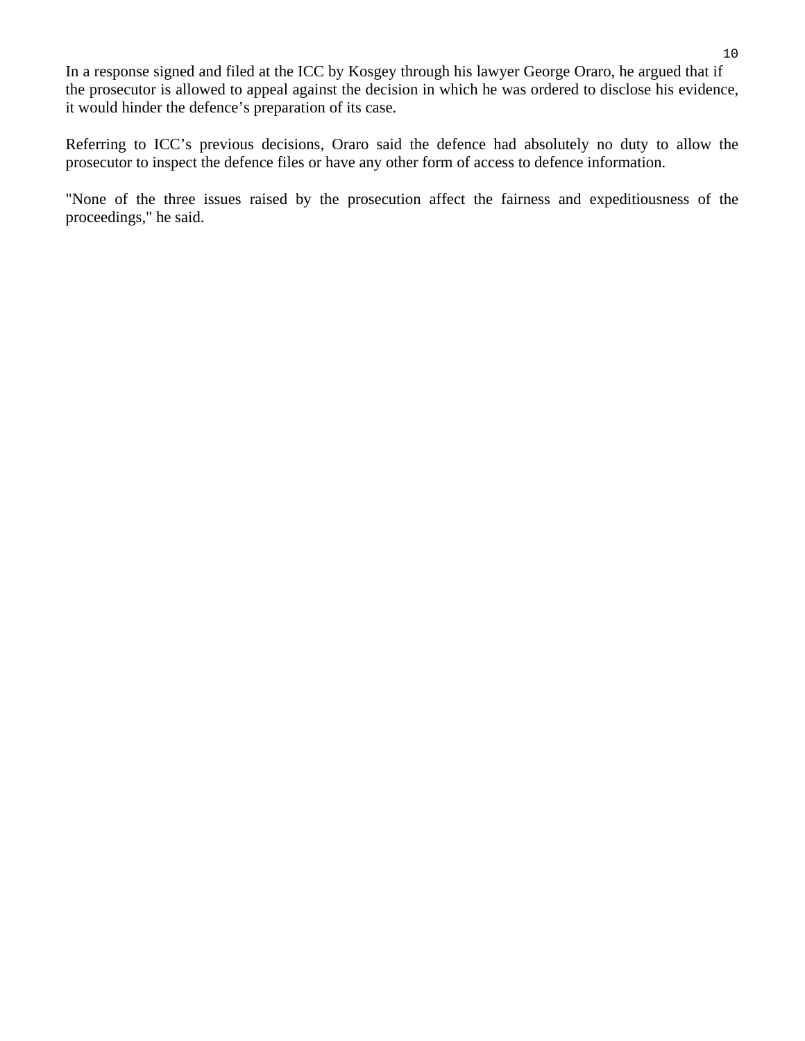In a response signed and filed at the ICC by Kosgey through his lawyer George Oraro, he argued that if the prosecutor is allowed to appeal against the decision in which he was ordered to disclose his evidence, it would hinder the defence's preparation of its case.

Referring to ICC's previous decisions, Oraro said the defence had absolutely no duty to allow the prosecutor to inspect the defence files or have any other form of access to defence information.

"None of the three issues raised by the prosecution affect the fairness and expeditiousness of the proceedings," he said.